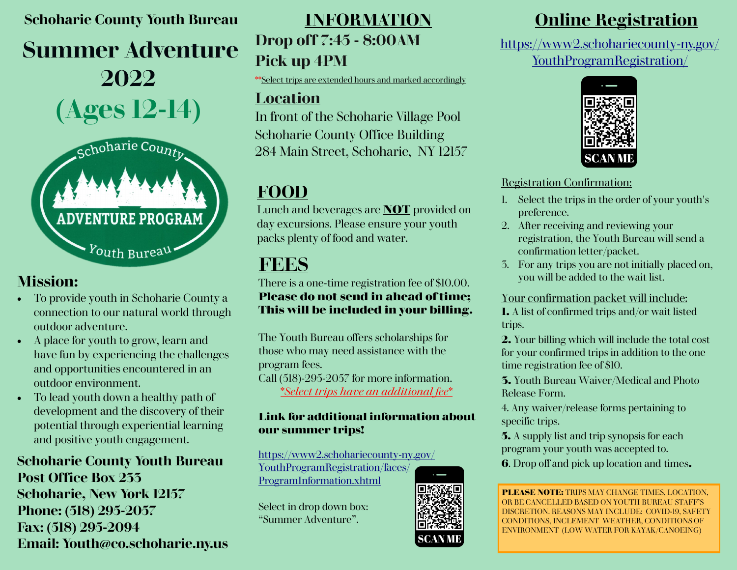**Schoharie County Youth Bureau**

# Summer Adventure 2022

## (Ages 12-14)

Schoharie County ADVENTURE PROGRAM Youth Bureau

## Mission:

- To provide youth in Schoharie County a connection to our natural world through outdoor adventure.
- A place for youth to grow, learn and have fun by experiencing the challenges and opportunities encountered in an outdoor environment.
- To lead youth down a healthy path of development and the discovery of their potential through experiential learning and positive youth engagement.

**Schoharie County Youth Bureau**
**Post Office Box 233**
**Schoharie, New York 12157**
**Phone: (518) 295-2057**
**Fax: (518) 295-2094**
**Email: Youth@co.schoharie.ny.us**

## INFORMATION

**Drop off 7:45 - 8:00AM**
**Pick up 4PM**

**Select trips are extended hours and marked accordingly

## Location

In front of the Schoharie Village Pool
Schoharie County Office Building
284 Main Street, Schoharie, NY 12157

## FOOD

Lunch and beverages are **NOT** provided on day excursions. Please ensure your youth packs plenty of food and water.

## FEES

There is a one-time registration fee of $10.00. **Please do not send in ahead of time; This will be included in your billing.**

The Youth Bureau offers scholarships for those who may need assistance with the program fees.
Call (518)-295-2057 for more information.

*\*Select trips have an additional fee\**

**Link for additional information about our summer trips!**

https://www2.schohariecounty-ny.gov/YouthProgramRegistration/faces/ProgramInformation.xhtml

Select in drop down box: "Summer Adventure".

SCAN ME

## Online Registration

https://www2.schohariecounty-ny.gov/YouthProgramRegistration/

SCAN ME

Registration Confirmation:

1. Select the trips in the order of your youth's preference.
2. After receiving and reviewing your registration, the Youth Bureau will send a confirmation letter/packet.
3. For any trips you are not initially placed on, you will be added to the wait list.

Your confirmation packet will include:

**1.** A list of confirmed trips and/or wait listed trips.

**2.** Your billing which will include the total cost for your confirmed trips in addition to the one time registration fee of $10.

**3.** Youth Bureau Waiver/Medical and Photo Release Form.

4. Any waiver/release forms pertaining to specific trips.

**5.** A supply list and trip synopsis for each program your youth was accepted to.

**6**. Drop off and pick up location and times.

**PLEASE NOTE:** TRIPS MAY CHANGE TIMES, LOCATION, OR BE CANCELLED BASED ON YOUTH BUREAU STAFF'S DISCRETION. REASONS MAY INCLUDE: COVID-19, SAFETY CONDITIONS, INCLEMENT WEATHER, CONDITIONS OF ENVIRONMENT (LOW WATER FOR KAYAK/CANOEING)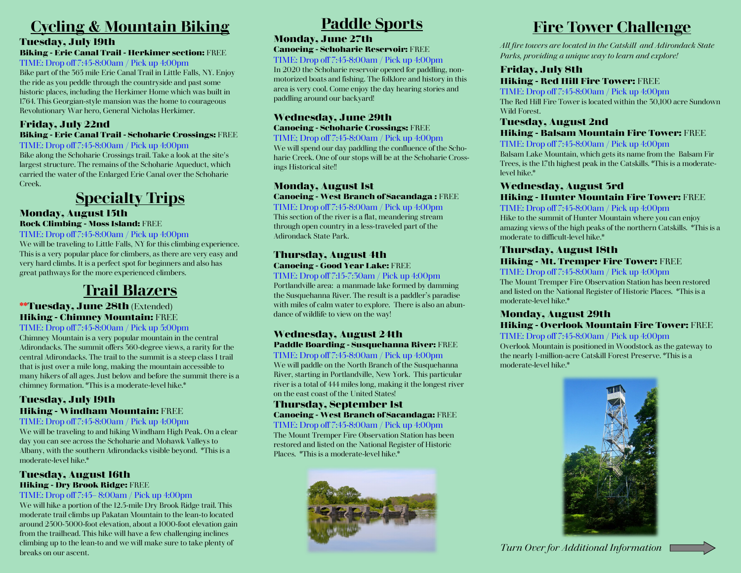# Cycling & Mountain Biking

### Tuesday, July 19th

**Biking - Erie Canal Trail - Herkimer section:** FREE

TIME: Drop off 7:45-8:00am / Pick up 4:00pm

Bike part of the 365 mile Erie Canal Trail in Little Falls, NY. Enjoy the ride as you peddle through the countryside and past some historic places, including the Herkimer Home which was built in 1764. This Georgian-style mansion was the home to courageous Revolutionary War hero, General Nicholas Herkimer.

### Friday, July 22nd

**Biking - Erie Canal Trail - Schoharie Crossings:** FREE

TIME: Drop off 7:45-8:00am / Pick up 4:00pm

Bike along the Schoharie Crossings trail. Take a look at the site's largest structure. The remains of the Schoharie Aqueduct, which carried the water of the Enlarged Erie Canal over the Schoharie Creek.

# Specialty Trips

### Monday, August 15th

**Rock Climbing - Moss Island:** FREE

TIME: Drop off 7:45-8:00am / Pick up 4:00pm

We will be traveling to Little Falls, NY for this climbing experience. This is a very popular place for climbers, as there are very easy and very hard climbs. It is a perfect spot for beginners and also has great pathways for the more experienced climbers.

# Trail Blazers

### **Tuesday, June 28th (Extended)

**Hiking - Chimney Mountain:** FREE

TIME: Drop off 7:45-8:00am / Pick up 5:00pm

Chimney Mountain is a very popular mountain in the central Adirondacks. The summit offers 360-degree views, a rarity for the central Adirondacks. The trail to the summit is a steep class 1 trail that is just over a mile long, making the mountain accessible to many hikers of all ages. Just below and before the summit there is a chimney formation. *This is a moderate-level hike.*

### Tuesday, July 19th

**Hiking - Windham Mountain:** FREE

TIME: Drop off 7:45-8:00am / Pick up 4:00pm

We will be traveling to and hiking Windham High Peak. On a clear day you can see across the Schoharie and Mohawk Valleys to Albany, with the southern Adirondacks visible beyond. *This is a moderate-level hike.*

### Tuesday, August 16th

**Hiking - Dry Brook Ridge:** FREE

TIME: Drop off 7:45– 8:00am / Pick up 4:00pm

We will hike a portion of the 12.5-mile Dry Brook Ridge trail. This moderate trail climbs up Pakatan Mountain to the lean-to located around 2500-3000-foot elevation, about a 1000-foot elevation gain from the trailhead. This hike will have a few challenging inclines climbing up to the lean-to and we will make sure to take plenty of breaks on our ascent.

# Paddle Sports

### Monday, June 27th

**Canoeing - Schoharie Reservoir:** FREE

TIME: Drop off 7:45-8:00am / Pick up 4:00pm

In 2020 the Schoharie reservoir opened for paddling, non-motorized boats and fishing. The folklore and history in this area is very cool. Come enjoy the day hearing stories and paddling around our backyard!

### Wednesday, June 29th

**Canoeing - Schoharie Crossings:** FREE

TIME: Drop off 7:45-8:00am / Pick up 4:00pm

We will spend our day paddling the confluence of the Schoharie Creek. One of our stops will be at the Schoharie Crossings Historical site!!

### Monday, August 1st

**Canoeing - West Branch of Sacandaga :** FREE

TIME: Drop off 7:45-8:00am / Pick up 4:00pm

This section of the river is a flat, meandering stream through open country in a less-traveled part of the Adirondack State Park.

### Thursday, August 4th

**Canoeing - Good Year Lake:** FREE

TIME: Drop off 7:15-7:30am / Pick up 4:00pm

Portlandville area: a manmade lake formed by damming the Susquehanna River. The result is a paddler's paradise with miles of calm water to explore. There is also an abundance of wildlife to view on the way!

### Wednesday, August 24th

**Paddle Boarding - Susquehanna River:** FREE

TIME: Drop off 7:45-8:00am / Pick up 4:00pm

We will paddle on the North Branch of the Susquehanna River, starting in Portlandville, New York. This particular river is a total of 444 miles long, making it the longest river on the east coast of the United States!

### Thursday, September 1st

**Canoeing - West Branch of Sacandaga:** FREE

TIME: Drop off 7:45-8:00am / Pick up 4:00pm

The Mount Tremper Fire Observation Station has been restored and listed on the National Register of Historic Places. *This is a moderate-level hike.*

# Fire Tower Challenge

*All fire towers are located in the Catskill and Adirondack State Parks, providing a unique way to learn and explore!*

### Friday, July 8th

**Hiking - Red Hill Fire Tower:** FREE

TIME: Drop off 7:45-8:00am / Pick up 4:00pm

The Red Hill Fire Tower is located within the 30,100 acre Sundown Wild Forest.

### Tuesday, August 2nd

**Hiking - Balsam Mountain Fire Tower:** FREE

TIME: Drop off 7:45-8:00am / Pick up 4:00pm

Balsam Lake Mountain, which gets its name from the Balsam Fir Trees, is the 17th highest peak in the Catskills. *This is a moderate-level hike.*

### Wednesday, August 3rd

**Hiking - Hunter Mountain Fire Tower:** FREE

TIME: Drop off 7:45-8:00am / Pick up 4:00pm

Hike to the summit of Hunter Mountain where you can enjoy amazing views of the high peaks of the northern Catskills. *This is a moderate to difficult-level hike.*

### Thursday, August 18th

**Hiking - Mt. Tremper Fire Tower:** FREE

TIME: Drop off 7:45-8:00am / Pick up 4:00pm

The Mount Tremper Fire Observation Station has been restored and listed on the National Register of Historic Places. *This is a moderate-level hike.*

### Monday, August 29th

**Hiking - Overlook Mountain Fire Tower:** FREE

TIME: Drop off 7:45-8:00am / Pick up 4:00pm

Overlook Mountain is positioned in Woodstock as the gateway to the nearly 1-million-acre Catskill Forest Preserve. *This is a moderate-level hike.*

*Turn Over for Additional Information*